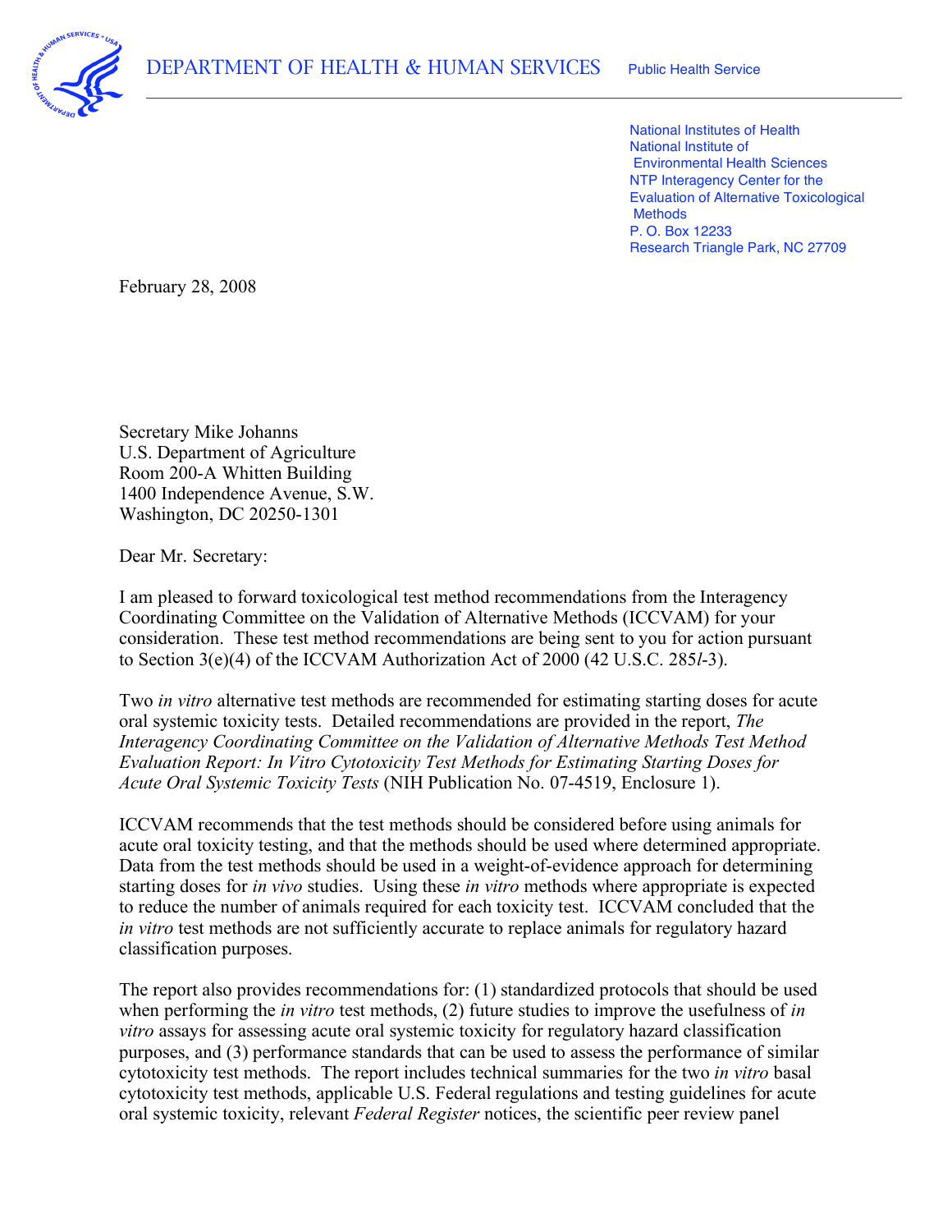DEPARTMENT OF HEALTH & HUMAN SERVICES Public Health Service

National Institutes of Health
National Institute of
Environmental Health Sciences
NTP Interagency Center for the
Evaluation of Alternative Toxicological
Methods
P. O. Box 12233
Research Triangle Park, NC 27709

February 28, 2008

Secretary Mike Johanns
U.S. Department of Agriculture
Room 200-A Whitten Building
1400 Independence Avenue, S.W.
Washington, DC 20250-1301

Dear Mr. Secretary:

I am pleased to forward toxicological test method recommendations from the Interagency Coordinating Committee on the Validation of Alternative Methods (ICCVAM) for your consideration. These test method recommendations are being sent to you for action pursuant to Section 3(e)(4) of the ICCVAM Authorization Act of 2000 (42 U.S.C. 285*l*-3).

Two *in vitro* alternative test methods are recommended for estimating starting doses for acute oral systemic toxicity tests. Detailed recommendations are provided in the report, *The Interagency Coordinating Committee on the Validation of Alternative Methods Test Method Evaluation Report: In Vitro Cytotoxicity Test Methods for Estimating Starting Doses for Acute Oral Systemic Toxicity Tests* (NIH Publication No. 07-4519, Enclosure 1).

ICCVAM recommends that the test methods should be considered before using animals for acute oral toxicity testing, and that the methods should be used where determined appropriate. Data from the test methods should be used in a weight-of-evidence approach for determining starting doses for *in vivo* studies. Using these *in vitro* methods where appropriate is expected to reduce the number of animals required for each toxicity test. ICCVAM concluded that the *in vitro* test methods are not sufficiently accurate to replace animals for regulatory hazard classification purposes.

The report also provides recommendations for: (1) standardized protocols that should be used when performing the *in vitro* test methods, (2) future studies to improve the usefulness of *in vitro* assays for assessing acute oral systemic toxicity for regulatory hazard classification purposes, and (3) performance standards that can be used to assess the performance of similar cytotoxicity test methods. The report includes technical summaries for the two *in vitro* basal cytotoxicity test methods, applicable U.S. Federal regulations and testing guidelines for acute oral systemic toxicity, relevant *Federal Register* notices, the scientific peer review panel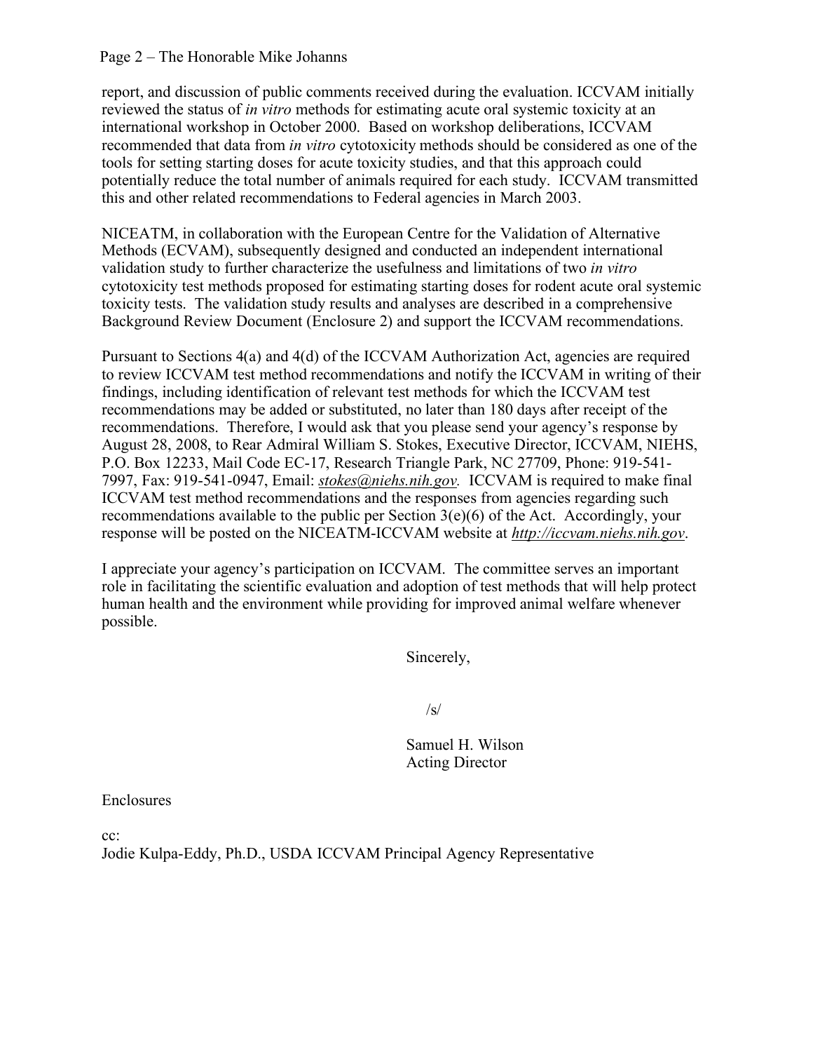report, and discussion of public comments received during the evaluation. ICCVAM initially reviewed the status of *in vitro* methods for estimating acute oral systemic toxicity at an international workshop in October 2000. Based on workshop deliberations, ICCVAM recommended that data from *in vitro* cytotoxicity methods should be considered as one of the tools for setting starting doses for acute toxicity studies, and that this approach could potentially reduce the total number of animals required for each study. ICCVAM transmitted this and other related recommendations to Federal agencies in March 2003.

NICEATM, in collaboration with the European Centre for the Validation of Alternative Methods (ECVAM), subsequently designed and conducted an independent international validation study to further characterize the usefulness and limitations of two *in vitro* cytotoxicity test methods proposed for estimating starting doses for rodent acute oral systemic toxicity tests. The validation study results and analyses are described in a comprehensive Background Review Document (Enclosure 2) and support the ICCVAM recommendations.

Pursuant to Sections 4(a) and 4(d) of the ICCVAM Authorization Act, agencies are required to review ICCVAM test method recommendations and notify the ICCVAM in writing of their findings, including identification of relevant test methods for which the ICCVAM test recommendations may be added or substituted, no later than 180 days after receipt of the recommendations. Therefore, I would ask that you please send your agency's response by August 28, 2008, to Rear Admiral William S. Stokes, Executive Director, ICCVAM, NIEHS, P.O. Box 12233, Mail Code EC-17, Research Triangle Park, NC 27709, Phone: 919-541-7997, Fax: 919-541-0947, Email: *stokes@niehs.nih.gov*. ICCVAM is required to make final ICCVAM test method recommendations and the responses from agencies regarding such recommendations available to the public per Section 3(e)(6) of the Act. Accordingly, your response will be posted on the NICEATM-ICCVAM website at *http://iccvam.niehs.nih.gov*.

I appreciate your agency's participation on ICCVAM. The committee serves an important role in facilitating the scientific evaluation and adoption of test methods that will help protect human health and the environment while providing for improved animal welfare whenever possible.

Sincerely,

/s/

Samuel H. Wilson
Acting Director

Enclosures

cc:
Jodie Kulpa-Eddy, Ph.D., USDA ICCVAM Principal Agency Representative